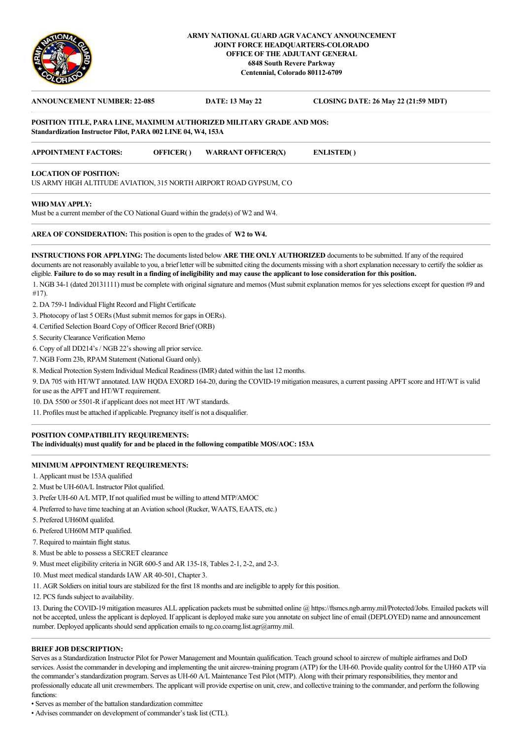**ARMY NATIONAL GUARD AGR VACANCY ANNOUNCEMENT**
**JOINT FORCE HEADQUARTERS-COLORADO**
**OFFICE OF THE ADJUTANT GENERAL**
**6848 South Revere Parkway**
**Centennial, Colorado 80112-6709**

---

**ANNOUNCEMENT NUMBER: 22-085** **DATE: 13 May 22** **CLOSING DATE: 26 May 22 (21:59 MDT)**

---

**POSITION TITLE, PARA LINE, MAXIMUM AUTHORIZED MILITARY GRADE AND MOS:**
**Standardization Instructor Pilot, PARA 002 LINE 04, W4, 153A**

---

**APPOINTMENT FACTORS:** **OFFICER( )** **WARRANT OFFICER(X)** **ENLISTED( )**

---

**LOCATION OF POSITION:**
US ARMY HIGH ALTITUDE AVIATION, 315 NORTH AIRPORT ROAD GYPSUM, CO

---

**WHO MAY APPLY:**
Must be a current member of the CO National Guard within the grade(s) of W2 and W4.

---

**AREA OF CONSIDERATION:** This position is open to the grades of **W2 to W4.**

---

**INSTRUCTIONS FOR APPLYING:** The documents listed below **ARE THE ONLY AUTHORIZED** documents to be submitted. If any of the required documents are not reasonably available to you, a brief letter will be submitted citing the documents missing with a short explanation necessary to certify the soldier as eligible. **Failure to do so may result in a finding of ineligibility and may cause the applicant to lose consideration for this position.**

1. NGB 34-1 (dated 20131111) must be complete with original signature and memos (Must submit explanation memos for yes selections except for question #9 and #17).
2. DA 759-1 Individual Flight Record and Flight Certificate
3. Photocopy of last 5 OERs (Must submit memos for gaps in OERs).
4. Certified Selection Board Copy of Officer Record Brief (ORB)
5. Security Clearance Verification Memo
6. Copy of all DD214's / NGB 22's showing all prior service.
7. NGB Form 23b, RPAM Statement (National Guard only).
8. Medical Protection System Individual Medical Readiness (IMR) dated within the last 12 months.
9. DA 705 with HT/WT annotated. IAW HQDA EXORD 164-20, during the COVID-19 mitigation measures, a current passing APFT score and HT/WT is valid for use as the APFT and HT/WT requirement.
10. DA 5500 or 5501-R if applicant does not meet HT /WT standards.
11. Profiles must be attached if applicable. Pregnancy itself is not a disqualifier.

---

**POSITION COMPATIBILITY REQUIREMENTS:**
**The individual(s) must qualify for and be placed in the following compatible MOS/AOC: 153A**

---

**MINIMUM APPOINTMENT REQUIREMENTS:**

1. Applicant must be 153A qualified
2. Must be UH-60A/L Instructor Pilot qualified.
3. Prefer UH-60 A/L MTP, If not qualified must be willing to attend MTP/AMOC
4. Preferred to have time teaching at an Aviation school (Rucker, WAATS, EAATS, etc.)
5. Prefered UH60M qualifed.
6. Prefered UH60M MTP qualified.
7. Required to maintain flight status.
8. Must be able to possess a SECRET clearance
9. Must meet eligibility criteria in NGR 600-5 and AR 135-18, Tables 2-1, 2-2, and 2-3.
10. Must meet medical standards IAW AR 40-501, Chapter 3.
11. AGR Soldiers on initial tours are stabilized for the first 18 months and are ineligible to apply for this position.
12. PCS funds subject to availability.
13. During the COVID-19 mitigation measures ALL application packets must be submitted online @ https://ftsmcs.ngb.army.mil/Protected/Jobs. Emailed packets will not be accepted, unless the applicant is deployed. If applicant is deployed make sure you annotate on subject line of email (DEPLOYED) name and announcement number. Deployed applicants should send application emails to ng.co.coarng.list.agr@army.mil.

---

**BRIEF JOB DESCRIPTION:**
Serves as a Standardization Instructor Pilot for Power Management and Mountain qualification. Teach ground school to aircrew of multiple airframes and DoD services. Assist the commander in developing and implementing the unit aircrew-training program (ATP) for the UH-60. Provide quality control for the UH60 ATP via the commander's standardization program. Serves as UH-60 A/L Maintenance Test Pilot (MTP). Along with their primary responsibilities, they mentor and professionally educate all unit crewmembers. The applicant will provide expertise on unit, crew, and collective training to the commander, and perform the following functions:

- Serves as member of the battalion standardization committee
- Advises commander on development of commander's task list (CTL).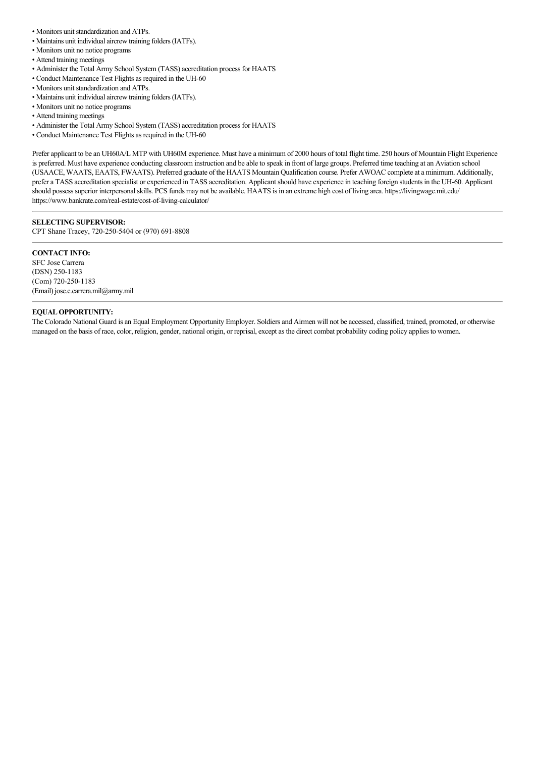- Monitors unit standardization and ATPs.
- Maintains unit individual aircrew training folders (IATFs).
- Monitors unit no notice programs
- Attend training meetings
- Administer the Total Army School System (TASS) accreditation process for HAATS
- Conduct Maintenance Test Flights as required in the UH-60
- Monitors unit standardization and ATPs.
- Maintains unit individual aircrew training folders (IATFs).
- Monitors unit no notice programs
- Attend training meetings
- Administer the Total Army School System (TASS) accreditation process for HAATS
- Conduct Maintenance Test Flights as required in the UH-60

Prefer applicant to be an UH60A/L MTP with UH60M experience. Must have a minimum of 2000 hours of total flight time. 250 hours of Mountain Flight Experience is preferred. Must have experience conducting classroom instruction and be able to speak in front of large groups. Preferred time teaching at an Aviation school (USAACE, WAATS, EAATS, FWAATS). Preferred graduate of the HAATS Mountain Qualification course. Prefer AWOAC complete at a minimum. Additionally, prefer a TASS accreditation specialist or experienced in TASS accreditation. Applicant should have experience in teaching foreign students in the UH-60. Applicant should possess superior interpersonal skills. PCS funds may not be available. HAATS is in an extreme high cost of living area. https://livingwage.mit.edu/ https://www.bankrate.com/real-estate/cost-of-living-calculator/

**SELECTING SUPERVISOR:**
CPT Shane Tracey, 720-250-5404 or (970) 691-8808

**CONTACT INFO:**
SFC Jose Carrera
(DSN) 250-1183
(Com) 720-250-1183
(Email) jose.c.carrera.mil@army.mil

**EQUAL OPPORTUNITY:**
The Colorado National Guard is an Equal Employment Opportunity Employer. Soldiers and Airmen will not be accessed, classified, trained, promoted, or otherwise managed on the basis of race, color, religion, gender, national origin, or reprisal, except as the direct combat probability coding policy applies to women.